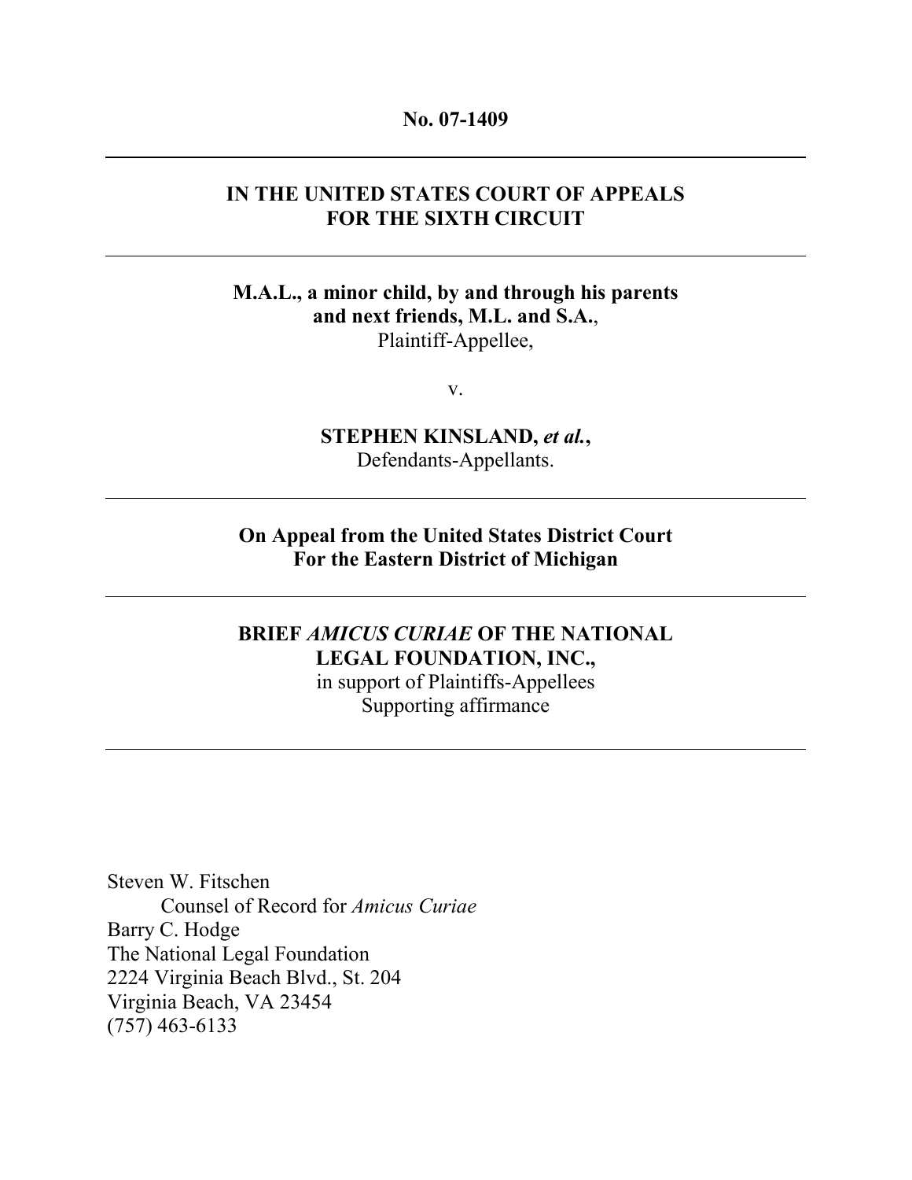**No. 07-1409**

---

**IN THE UNITED STATES COURT OF APPEALS**
**FOR THE SIXTH CIRCUIT**

---

**M.A.L., a minor child, by and through his parents and next friends, M.L. and S.A.**,
Plaintiff-Appellee,

v.

**STEPHEN KINSLAND, *et al.*,**
Defendants-Appellants.

---

**On Appeal from the United States District Court**
**For the Eastern District of Michigan**

---

**BRIEF *AMICUS CURIAE* OF THE NATIONAL LEGAL FOUNDATION, INC.,**
in support of Plaintiffs-Appellees
Supporting affirmance

---

Steven W. Fitschen
Counsel of Record for *Amicus Curiae*
Barry C. Hodge
The National Legal Foundation
2224 Virginia Beach Blvd., St. 204
Virginia Beach, VA 23454
(757) 463-6133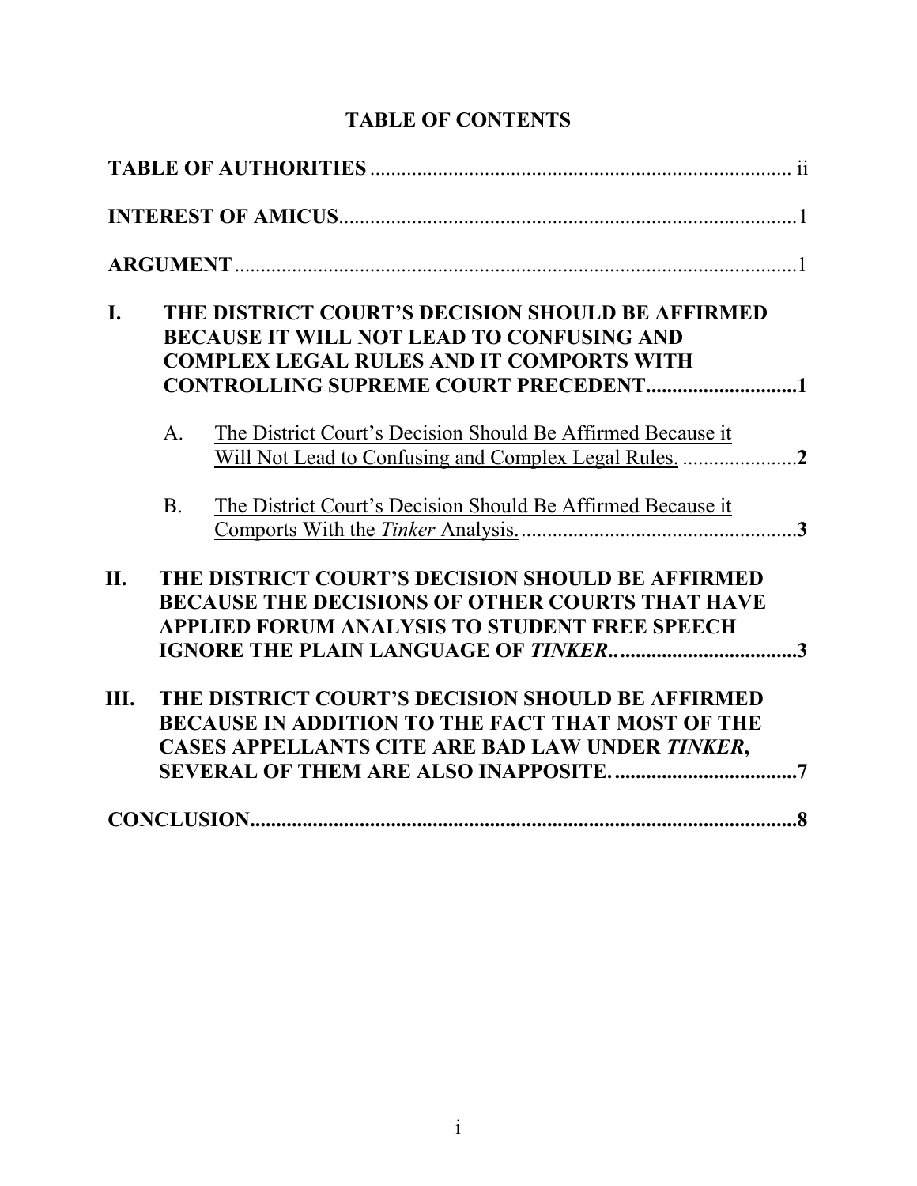# TABLE OF CONTENTS

**TABLE OF AUTHORITIES** ................................................................................. ii

**INTEREST OF AMICUS**......................................................................................1

**ARGUMENT**..........................................................................................................1

**I. THE DISTRICT COURT'S DECISION SHOULD BE AFFIRMED BECAUSE IT WILL NOT LEAD TO CONFUSING AND COMPLEX LEGAL RULES AND IT COMPORTS WITH CONTROLLING SUPREME COURT PRECEDENT............................1**

A. The District Court's Decision Should Be Affirmed Because it Will Not Lead to Confusing and Complex Legal Rules. ......................**2**

B. The District Court's Decision Should Be Affirmed Because it Comports With the *Tinker* Analysis......................................................**3**

**II. THE DISTRICT COURT'S DECISION SHOULD BE AFFIRMED BECAUSE THE DECISIONS OF OTHER COURTS THAT HAVE APPLIED FORUM ANALYSIS TO STUDENT FREE SPEECH IGNORE THE PLAIN LANGUAGE OF *TINKER*...................................3**

**III. THE DISTRICT COURT'S DECISION SHOULD BE AFFIRMED BECAUSE IN ADDITION TO THE FACT THAT MOST OF THE CASES APPELLANTS CITE ARE BAD LAW UNDER *TINKER*, SEVERAL OF THEM ARE ALSO INAPPOSITE. ...................................7**

**CONCLUSION.........................................................................................................8**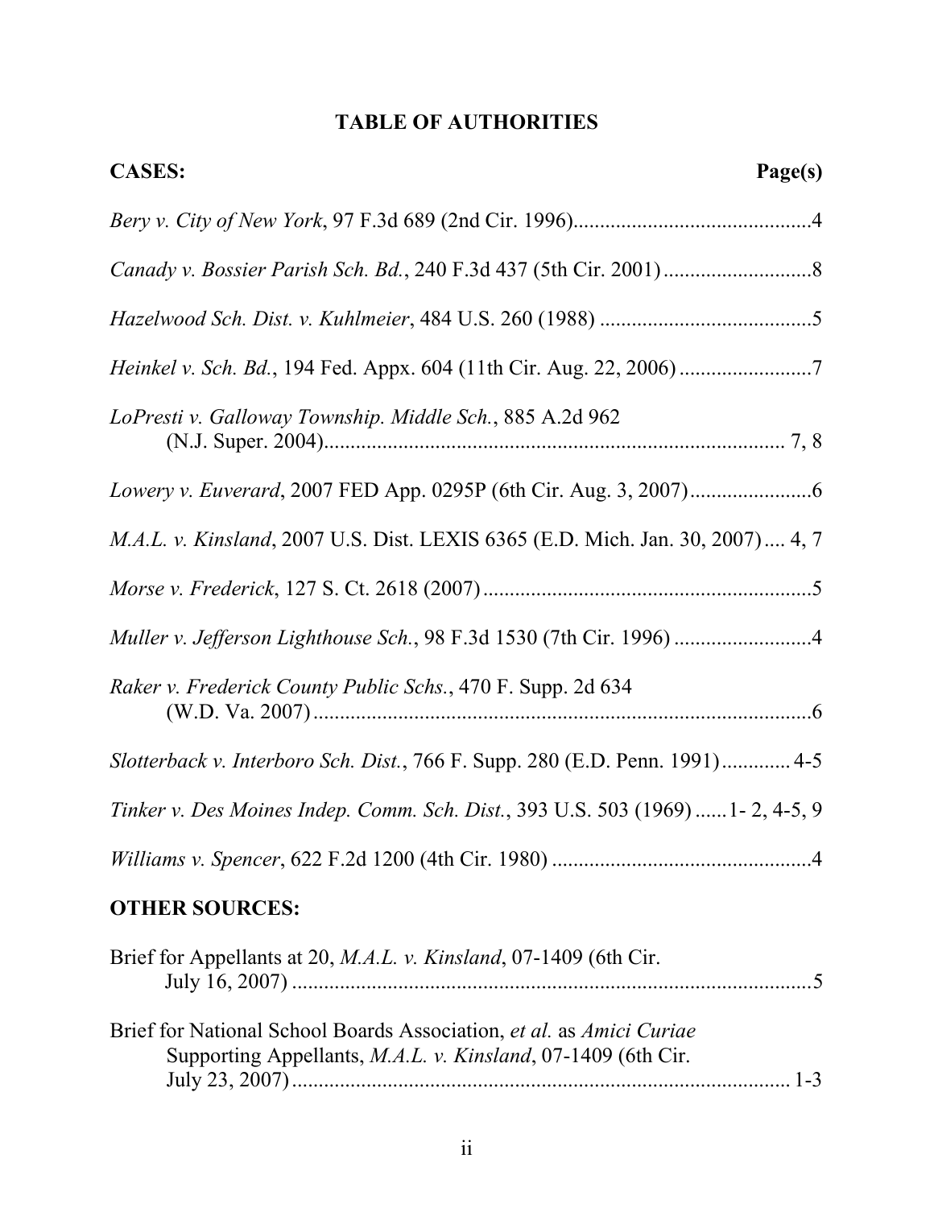# TABLE OF AUTHORITIES

**CASES:** **Page(s)**

*Bery v. City of New York*, 97 F.3d 689 (2nd Cir. 1996)............................................4

*Canady v. Bossier Parish Sch. Bd.*, 240 F.3d 437 (5th Cir. 2001)............................8

*Hazelwood Sch. Dist. v. Kuhlmeier*, 484 U.S. 260 (1988) ........................................5

*Heinkel v. Sch. Bd.*, 194 Fed. Appx. 604 (11th Cir. Aug. 22, 2006).........................7

*LoPresti v. Galloway Township. Middle Sch.*, 885 A.2d 962 (N.J. Super. 2004)....................................................................................... 7, 8

*Lowery v. Euverard*, 2007 FED App. 0295P (6th Cir. Aug. 3, 2007).......................6

*M.A.L. v. Kinsland*, 2007 U.S. Dist. LEXIS 6365 (E.D. Mich. Jan. 30, 2007).... 4, 7

*Morse v. Frederick*, 127 S. Ct. 2618 (2007)..............................................................5

*Muller v. Jefferson Lighthouse Sch.*, 98 F.3d 1530 (7th Cir. 1996) ..........................4

*Raker v. Frederick County Public Schs.*, 470 F. Supp. 2d 634 (W.D. Va. 2007)...............................................................................................6

*Slotterback v. Interboro Sch. Dist.*, 766 F. Supp. 280 (E.D. Penn. 1991)............. 4-5

*Tinker v. Des Moines Indep. Comm. Sch. Dist.*, 393 U.S. 503 (1969) ......1- 2, 4-5, 9

*Williams v. Spencer*, 622 F.2d 1200 (4th Cir. 1980) .................................................4

**OTHER SOURCES:**

Brief for Appellants at 20, *M.A.L. v. Kinsland*, 07-1409 (6th Cir. July 16, 2007) ..................................................................................................5

Brief for National School Boards Association, *et al.* as *Amici Curiae* Supporting Appellants, *M.A.L. v. Kinsland*, 07-1409 (6th Cir. July 23, 2007)................................................................................................ 1-3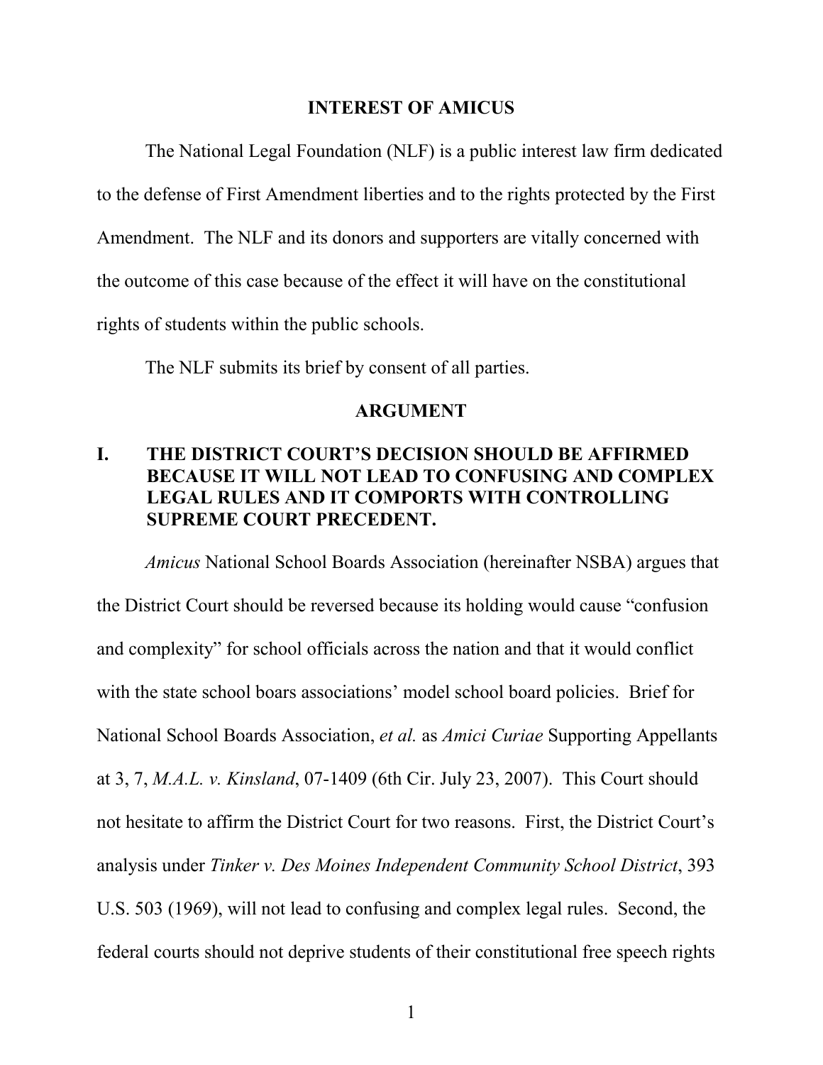## INTEREST OF AMICUS

The National Legal Foundation (NLF) is a public interest law firm dedicated to the defense of First Amendment liberties and to the rights protected by the First Amendment. The NLF and its donors and supporters are vitally concerned with the outcome of this case because of the effect it will have on the constitutional rights of students within the public schools.

The NLF submits its brief by consent of all parties.

## ARGUMENT

### I. THE DISTRICT COURT'S DECISION SHOULD BE AFFIRMED BECAUSE IT WILL NOT LEAD TO CONFUSING AND COMPLEX LEGAL RULES AND IT COMPORTS WITH CONTROLLING SUPREME COURT PRECEDENT.

*Amicus* National School Boards Association (hereinafter NSBA) argues that the District Court should be reversed because its holding would cause "confusion and complexity" for school officials across the nation and that it would conflict with the state school boars associations' model school board policies. Brief for National School Boards Association, *et al.* as *Amici Curiae* Supporting Appellants at 3, 7, *M.A.L. v. Kinsland*, 07-1409 (6th Cir. July 23, 2007). This Court should not hesitate to affirm the District Court for two reasons. First, the District Court's analysis under *Tinker v. Des Moines Independent Community School District*, 393 U.S. 503 (1969), will not lead to confusing and complex legal rules. Second, the federal courts should not deprive students of their constitutional free speech rights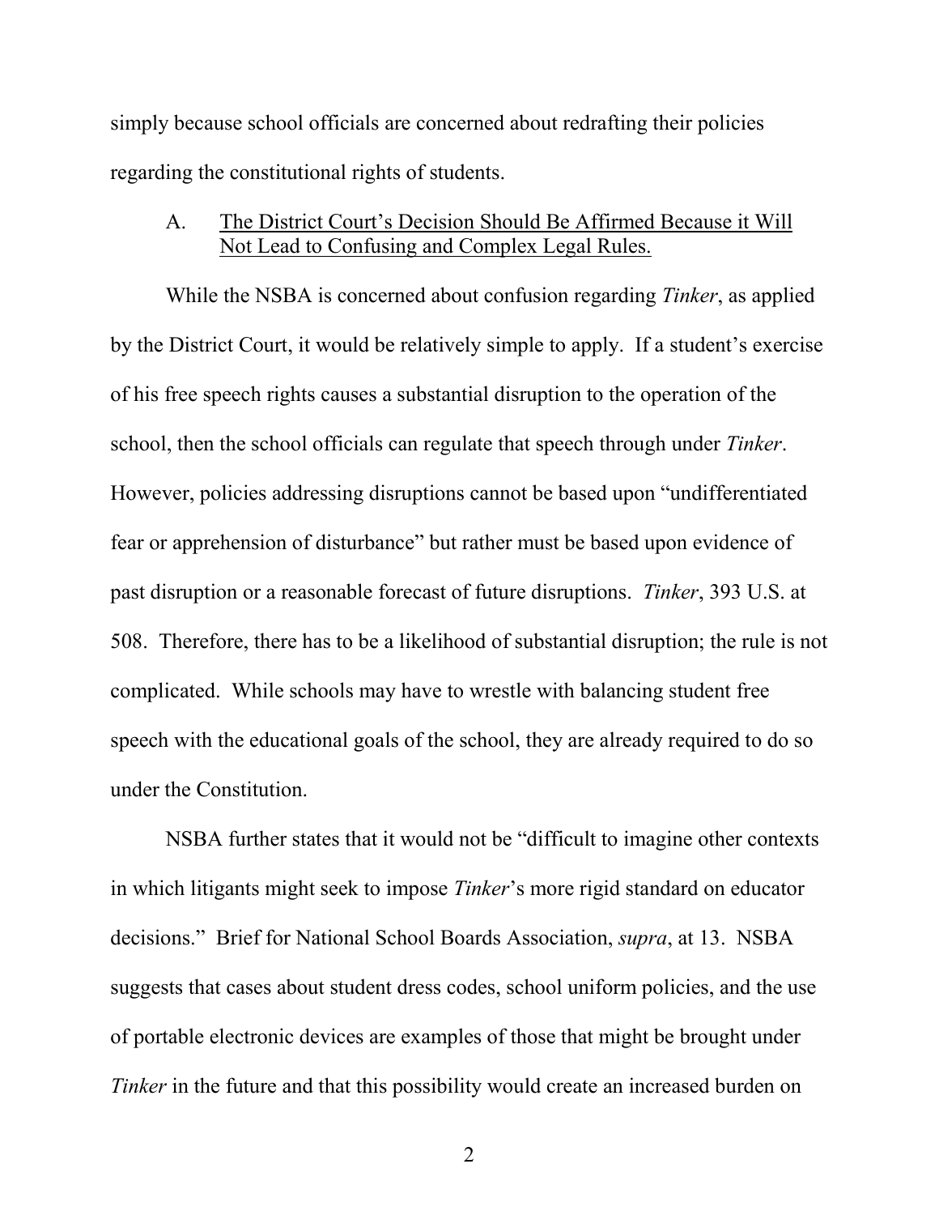simply because school officials are concerned about redrafting their policies regarding the constitutional rights of students.

### A. <u>The District Court's Decision Should Be Affirmed Because it Will Not Lead to Confusing and Complex Legal Rules.</u>

While the NSBA is concerned about confusion regarding *Tinker*, as applied by the District Court, it would be relatively simple to apply. If a student's exercise of his free speech rights causes a substantial disruption to the operation of the school, then the school officials can regulate that speech through under *Tinker*. However, policies addressing disruptions cannot be based upon "undifferentiated fear or apprehension of disturbance" but rather must be based upon evidence of past disruption or a reasonable forecast of future disruptions. *Tinker*, 393 U.S. at 508. Therefore, there has to be a likelihood of substantial disruption; the rule is not complicated. While schools may have to wrestle with balancing student free speech with the educational goals of the school, they are already required to do so under the Constitution.

NSBA further states that it would not be "difficult to imagine other contexts in which litigants might seek to impose *Tinker*'s more rigid standard on educator decisions." Brief for National School Boards Association, *supra*, at 13. NSBA suggests that cases about student dress codes, school uniform policies, and the use of portable electronic devices are examples of those that might be brought under *Tinker* in the future and that this possibility would create an increased burden on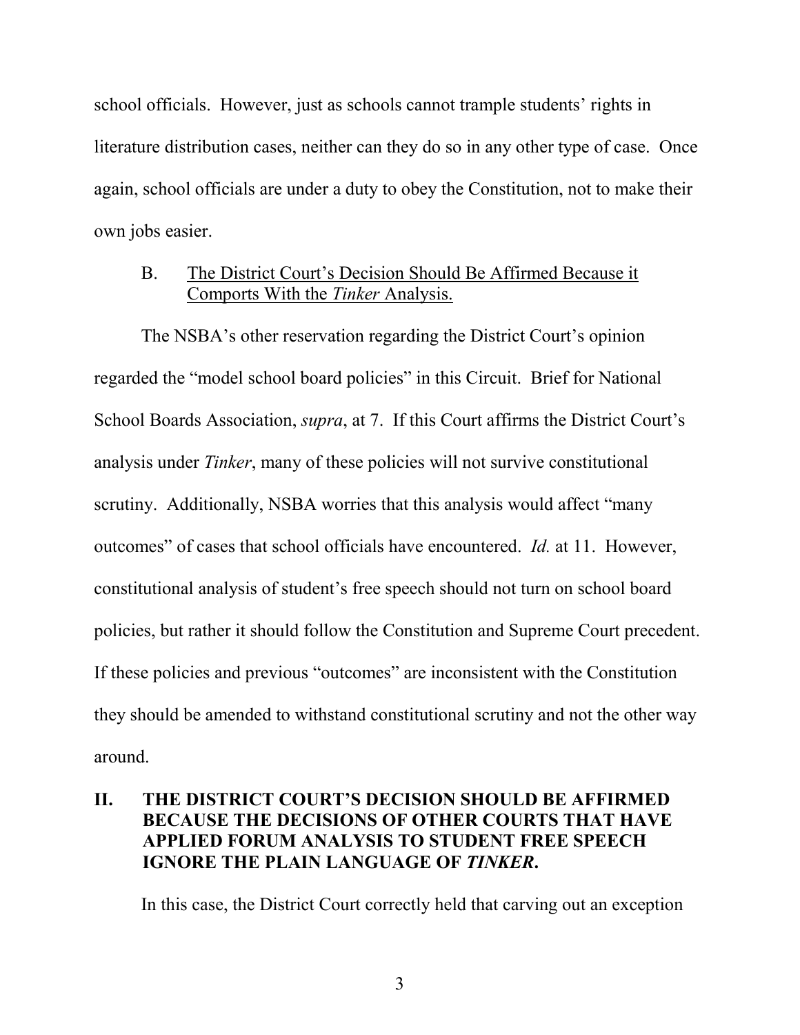school officials. However, just as schools cannot trample students' rights in literature distribution cases, neither can they do so in any other type of case. Once again, school officials are under a duty to obey the Constitution, not to make their own jobs easier.

### B. The District Court's Decision Should Be Affirmed Because it Comports With the *Tinker* Analysis.

The NSBA's other reservation regarding the District Court's opinion regarded the "model school board policies" in this Circuit. Brief for National School Boards Association, *supra*, at 7. If this Court affirms the District Court's analysis under *Tinker*, many of these policies will not survive constitutional scrutiny. Additionally, NSBA worries that this analysis would affect "many outcomes" of cases that school officials have encountered. *Id.* at 11. However, constitutional analysis of student's free speech should not turn on school board policies, but rather it should follow the Constitution and Supreme Court precedent. If these policies and previous "outcomes" are inconsistent with the Constitution they should be amended to withstand constitutional scrutiny and not the other way around.

## II. THE DISTRICT COURT'S DECISION SHOULD BE AFFIRMED BECAUSE THE DECISIONS OF OTHER COURTS THAT HAVE APPLIED FORUM ANALYSIS TO STUDENT FREE SPEECH IGNORE THE PLAIN LANGUAGE OF *TINKER*.

In this case, the District Court correctly held that carving out an exception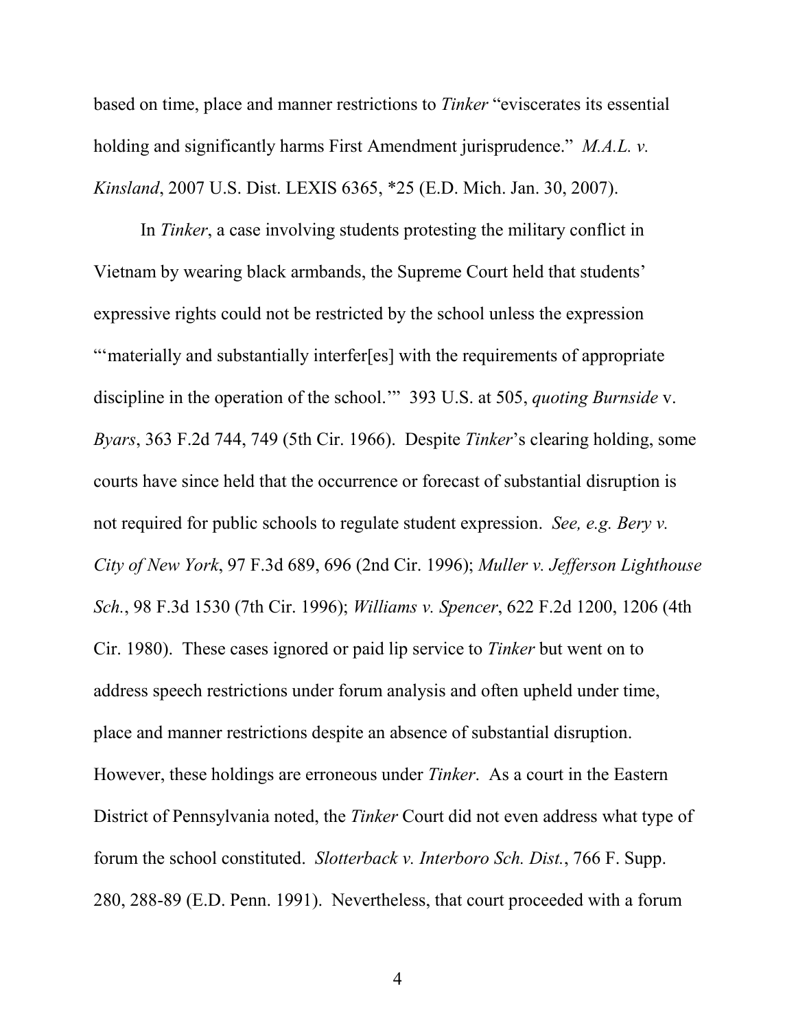based on time, place and manner restrictions to *Tinker* "eviscerates its essential holding and significantly harms First Amendment jurisprudence." *M.A.L. v. Kinsland*, 2007 U.S. Dist. LEXIS 6365, *25 (E.D. Mich. Jan. 30, 2007).

In *Tinker*, a case involving students protesting the military conflict in Vietnam by wearing black armbands, the Supreme Court held that students' expressive rights could not be restricted by the school unless the expression "'materially and substantially interfer[es] with the requirements of appropriate discipline in the operation of the school.'" 393 U.S. at 505, *quoting Burnside* v. *Byars*, 363 F.2d 744, 749 (5th Cir. 1966). Despite *Tinker*'s clearing holding, some courts have since held that the occurrence or forecast of substantial disruption is not required for public schools to regulate student expression. *See, e.g. Bery v. City of New York*, 97 F.3d 689, 696 (2nd Cir. 1996); *Muller v. Jefferson Lighthouse Sch.*, 98 F.3d 1530 (7th Cir. 1996); *Williams v. Spencer*, 622 F.2d 1200, 1206 (4th Cir. 1980). These cases ignored or paid lip service to *Tinker* but went on to address speech restrictions under forum analysis and often upheld under time, place and manner restrictions despite an absence of substantial disruption. However, these holdings are erroneous under *Tinker*. As a court in the Eastern District of Pennsylvania noted, the *Tinker* Court did not even address what type of forum the school constituted. *Slotterback v. Interboro Sch. Dist.*, 766 F. Supp. 280, 288-89 (E.D. Penn. 1991). Nevertheless, that court proceeded with a forum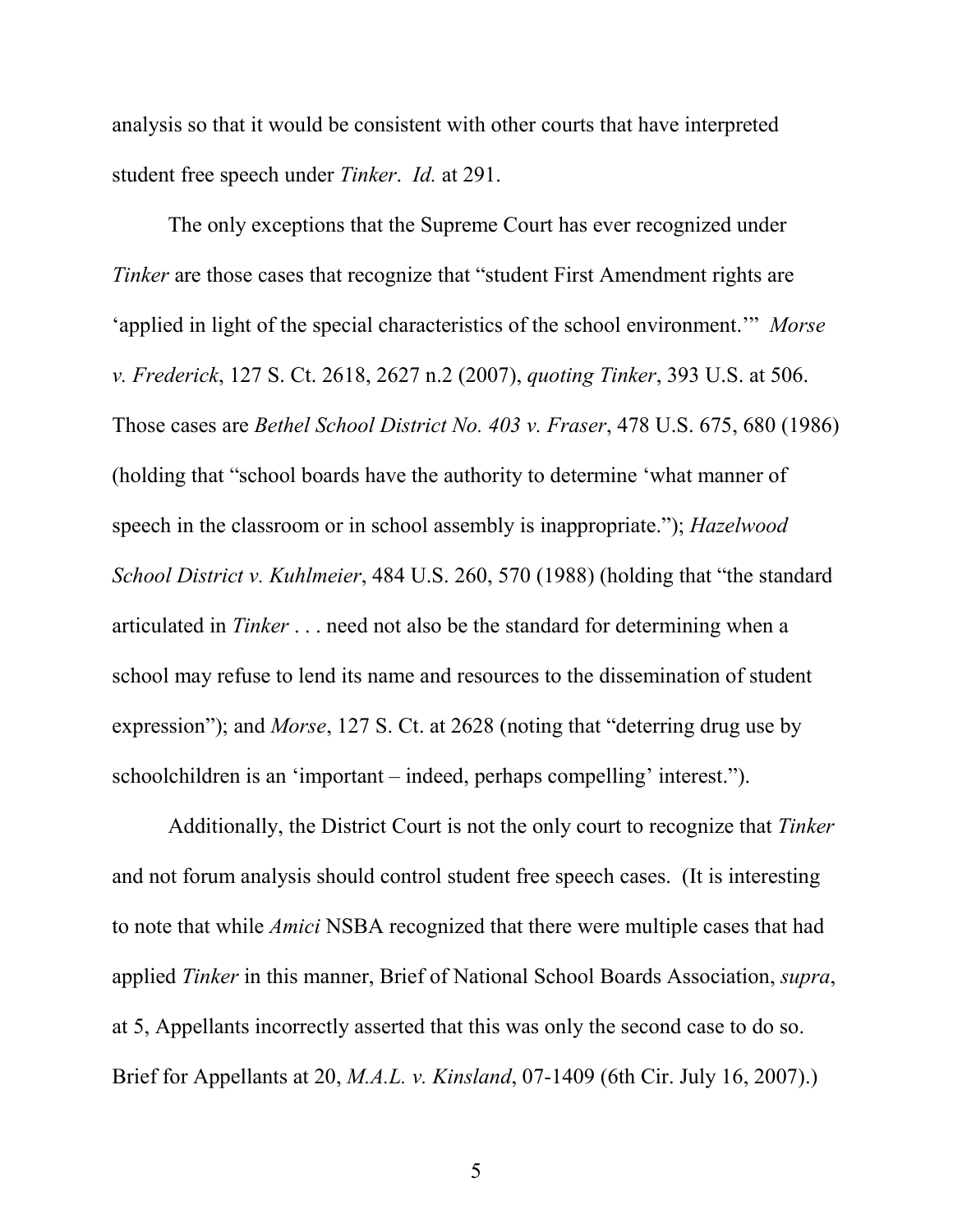analysis so that it would be consistent with other courts that have interpreted student free speech under *Tinker*. *Id.* at 291.

The only exceptions that the Supreme Court has ever recognized under *Tinker* are those cases that recognize that "student First Amendment rights are 'applied in light of the special characteristics of the school environment.'" *Morse v. Frederick*, 127 S. Ct. 2618, 2627 n.2 (2007), *quoting Tinker*, 393 U.S. at 506. Those cases are *Bethel School District No. 403 v. Fraser*, 478 U.S. 675, 680 (1986) (holding that "school boards have the authority to determine 'what manner of speech in the classroom or in school assembly is inappropriate."); *Hazelwood School District v. Kuhlmeier*, 484 U.S. 260, 570 (1988) (holding that "the standard articulated in *Tinker* . . . need not also be the standard for determining when a school may refuse to lend its name and resources to the dissemination of student expression"); and *Morse*, 127 S. Ct. at 2628 (noting that "deterring drug use by schoolchildren is an 'important – indeed, perhaps compelling' interest.").

Additionally, the District Court is not the only court to recognize that *Tinker* and not forum analysis should control student free speech cases. (It is interesting to note that while *Amici* NSBA recognized that there were multiple cases that had applied *Tinker* in this manner, Brief of National School Boards Association, *supra*, at 5, Appellants incorrectly asserted that this was only the second case to do so. Brief for Appellants at 20, *M.A.L. v. Kinsland*, 07-1409 (6th Cir. July 16, 2007).)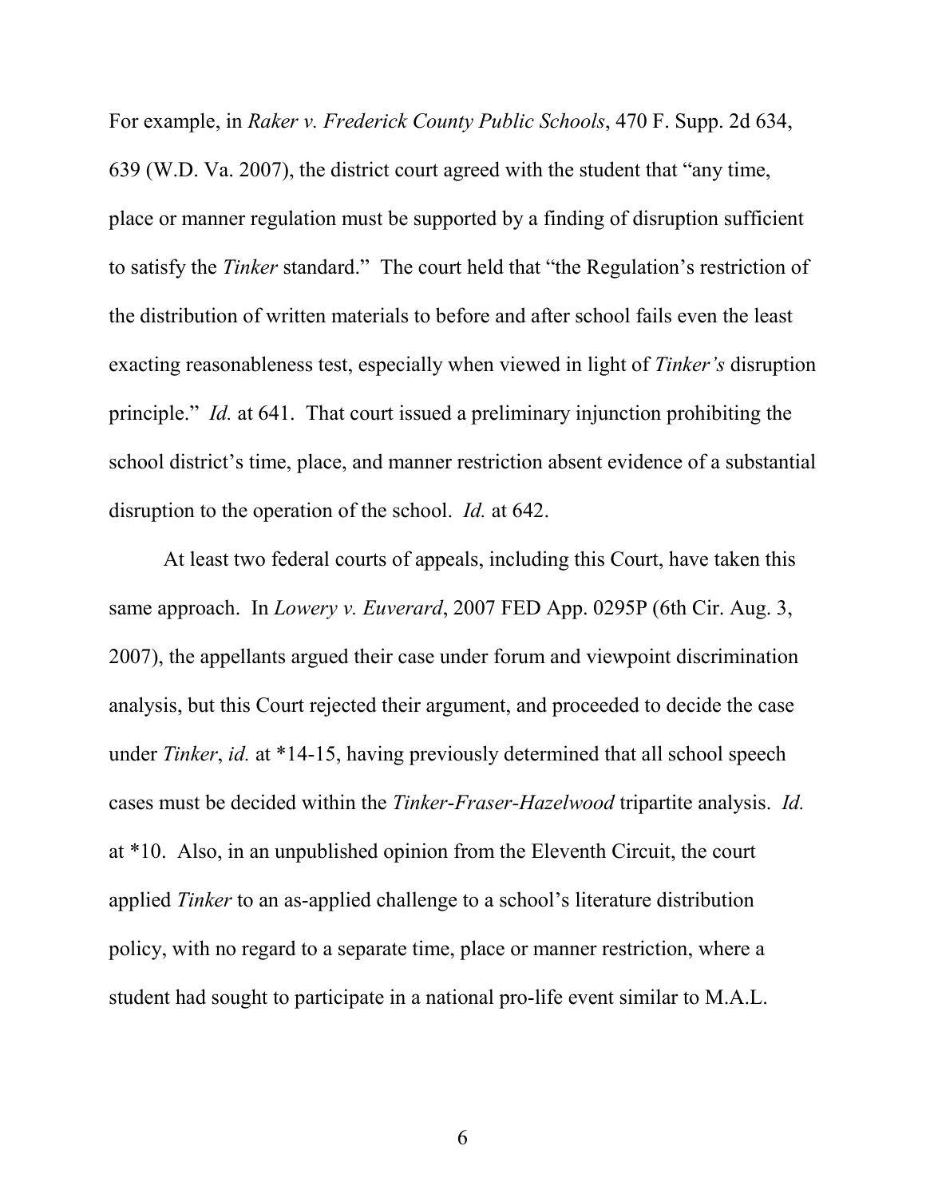For example, in *Raker v. Frederick County Public Schools*, 470 F. Supp. 2d 634, 639 (W.D. Va. 2007), the district court agreed with the student that "any time, place or manner regulation must be supported by a finding of disruption sufficient to satisfy the *Tinker* standard." The court held that "the Regulation's restriction of the distribution of written materials to before and after school fails even the least exacting reasonableness test, especially when viewed in light of *Tinker's* disruption principle." *Id.* at 641. That court issued a preliminary injunction prohibiting the school district's time, place, and manner restriction absent evidence of a substantial disruption to the operation of the school. *Id.* at 642.

At least two federal courts of appeals, including this Court, have taken this same approach. In *Lowery v. Euverard*, 2007 FED App. 0295P (6th Cir. Aug. 3, 2007), the appellants argued their case under forum and viewpoint discrimination analysis, but this Court rejected their argument, and proceeded to decide the case under *Tinker*, *id.* at *14-15, having previously determined that all school speech cases must be decided within the *Tinker-Fraser-Hazelwood* tripartite analysis. *Id.* at *10. Also, in an unpublished opinion from the Eleventh Circuit, the court applied *Tinker* to an as-applied challenge to a school's literature distribution policy, with no regard to a separate time, place or manner restriction, where a student had sought to participate in a national pro-life event similar to M.A.L.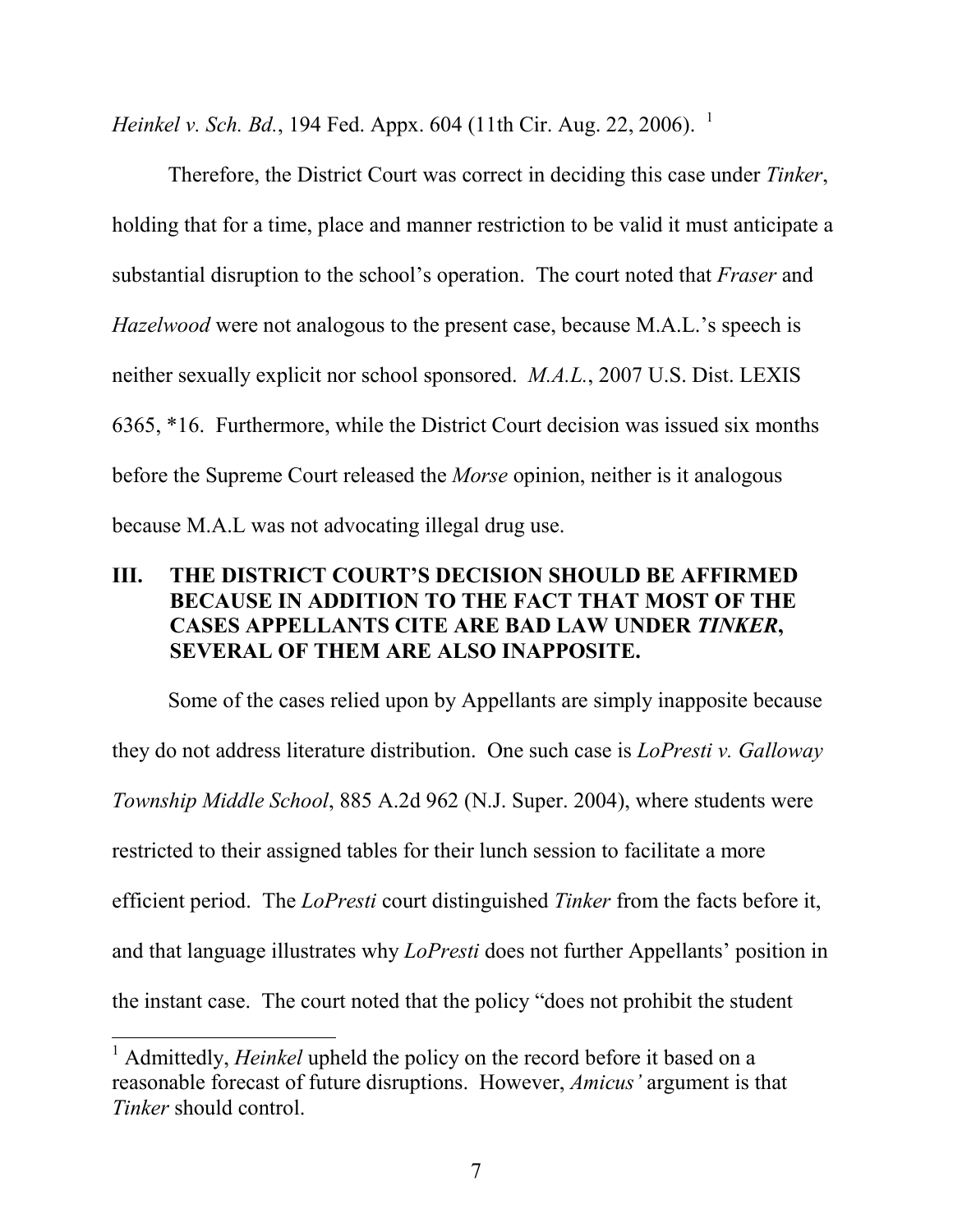*Heinkel v. Sch. Bd.*, 194 Fed. Appx. 604 (11th Cir. Aug. 22, 2006).[1]

Therefore, the District Court was correct in deciding this case under *Tinker*, holding that for a time, place and manner restriction to be valid it must anticipate a substantial disruption to the school's operation. The court noted that *Fraser* and *Hazelwood* were not analogous to the present case, because M.A.L.'s speech is neither sexually explicit nor school sponsored. *M.A.L.*, 2007 U.S. Dist. LEXIS 6365, *16. Furthermore, while the District Court decision was issued six months before the Supreme Court released the *Morse* opinion, neither is it analogous because M.A.L was not advocating illegal drug use.

## III. THE DISTRICT COURT'S DECISION SHOULD BE AFFIRMED BECAUSE IN ADDITION TO THE FACT THAT MOST OF THE CASES APPELLANTS CITE ARE BAD LAW UNDER *TINKER*, SEVERAL OF THEM ARE ALSO INAPPOSITE.

Some of the cases relied upon by Appellants are simply inapposite because they do not address literature distribution. One such case is *LoPresti v. Galloway Township Middle School*, 885 A.2d 962 (N.J. Super. 2004), where students were restricted to their assigned tables for their lunch session to facilitate a more efficient period. The *LoPresti* court distinguished *Tinker* from the facts before it, and that language illustrates why *LoPresti* does not further Appellants' position in the instant case. The court noted that the policy "does not prohibit the student

[1] Admittedly, *Heinkel* upheld the policy on the record before it based on a reasonable forecast of future disruptions. However, *Amicus'* argument is that *Tinker* should control.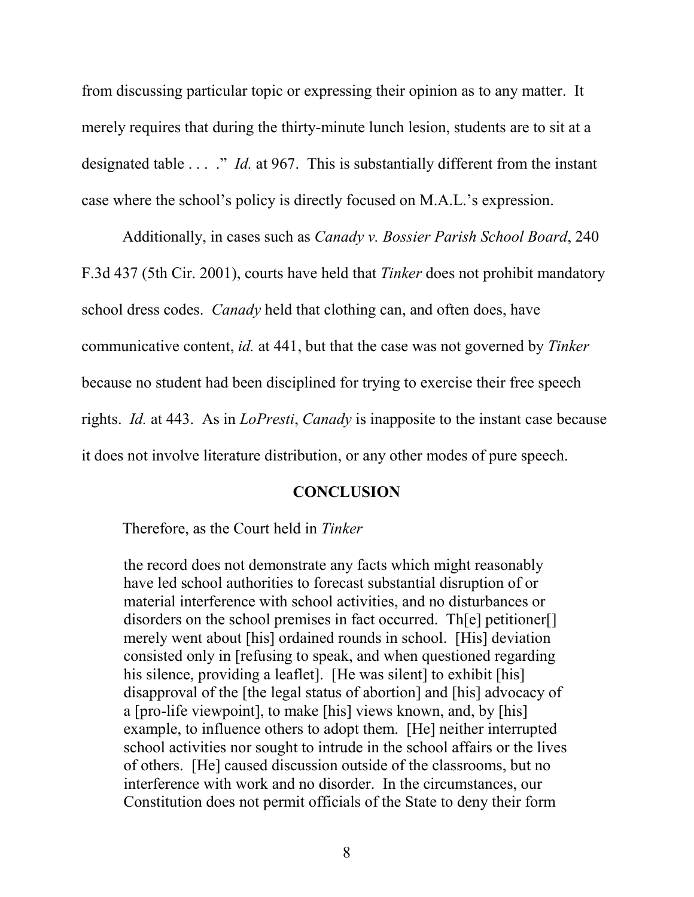from discussing particular topic or expressing their opinion as to any matter. It merely requires that during the thirty-minute lunch lesion, students are to sit at a designated table . . . ." *Id.* at 967. This is substantially different from the instant case where the school's policy is directly focused on M.A.L.'s expression.

Additionally, in cases such as *Canady v. Bossier Parish School Board*, 240 F.3d 437 (5th Cir. 2001), courts have held that *Tinker* does not prohibit mandatory school dress codes. *Canady* held that clothing can, and often does, have communicative content, *id.* at 441, but that the case was not governed by *Tinker* because no student had been disciplined for trying to exercise their free speech rights. *Id.* at 443. As in *LoPresti*, *Canady* is inapposite to the instant case because it does not involve literature distribution, or any other modes of pure speech.

## CONCLUSION

Therefore, as the Court held in *Tinker*

> the record does not demonstrate any facts which might reasonably have led school authorities to forecast substantial disruption of or material interference with school activities, and no disturbances or disorders on the school premises in fact occurred. Th[e] petitioner[] merely went about [his] ordained rounds in school. [His] deviation consisted only in [refusing to speak, and when questioned regarding his silence, providing a leaflet]. [He was silent] to exhibit [his] disapproval of the [the legal status of abortion] and [his] advocacy of a [pro-life viewpoint], to make [his] views known, and, by [his] example, to influence others to adopt them. [He] neither interrupted school activities nor sought to intrude in the school affairs or the lives of others. [He] caused discussion outside of the classrooms, but no interference with work and no disorder. In the circumstances, our Constitution does not permit officials of the State to deny their form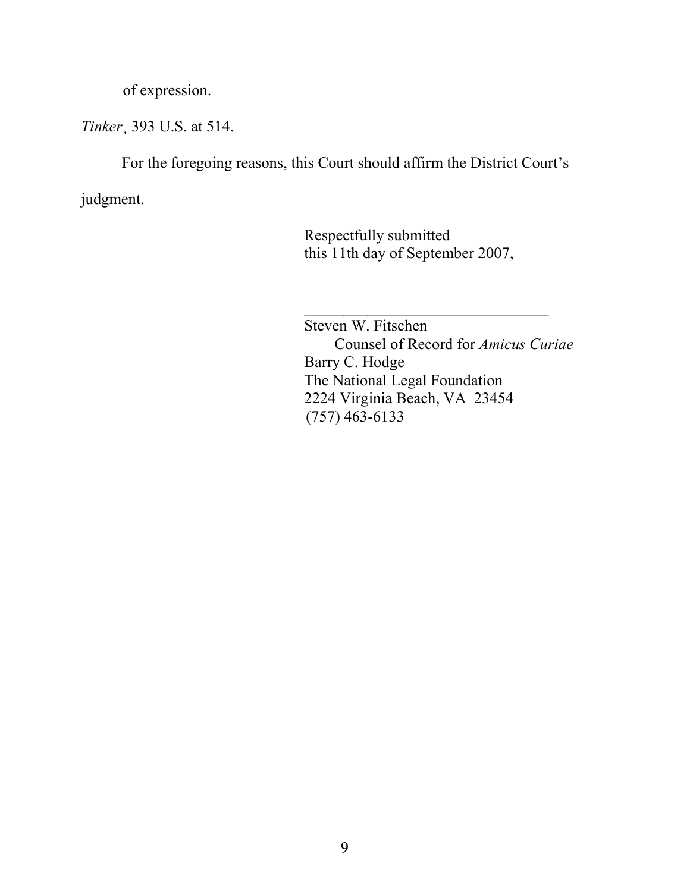of expression.

*Tinker*¸ 393 U.S. at 514.

For the foregoing reasons, this Court should affirm the District Court's judgment.

Respectfully submitted  
this 11th day of September 2007,

\_\_\_\_\_\_\_\_\_\_\_\_\_\_\_\_\_\_\_\_\_\_\_\_\_\_\_\_\_\_\_\_\_\_

Steven W. Fitschen  
Counsel of Record for *Amicus Curiae*  
Barry C. Hodge  
The National Legal Foundation  
2224 Virginia Beach, VA 23454  
(757) 463-6133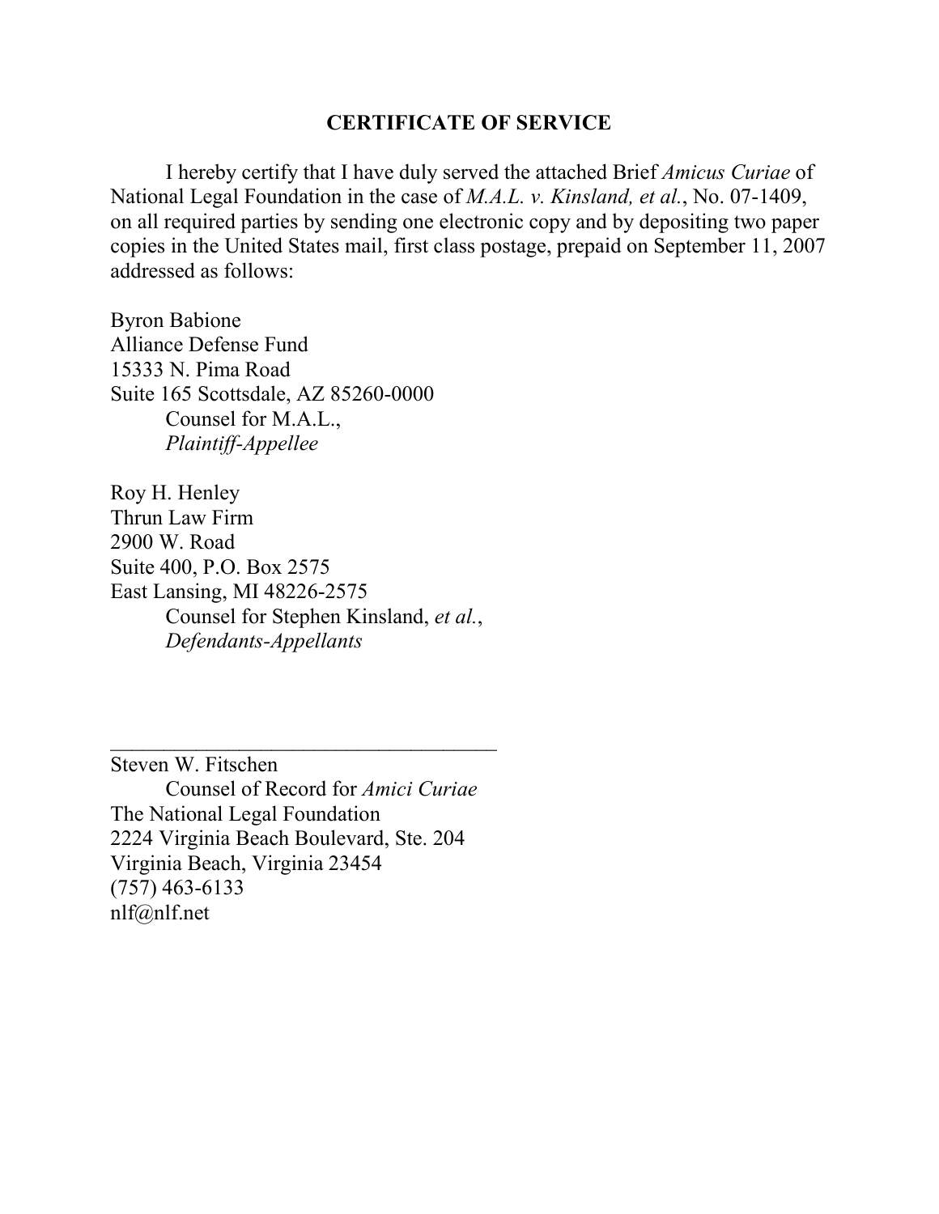## CERTIFICATE OF SERVICE

I hereby certify that I have duly served the attached Brief *Amicus Curiae* of National Legal Foundation in the case of *M.A.L. v. Kinsland, et al.*, No. 07-1409, on all required parties by sending one electronic copy and by depositing two paper copies in the United States mail, first class postage, prepaid on September 11, 2007 addressed as follows:

Byron Babione
Alliance Defense Fund
15333 N. Pima Road
Suite 165 Scottsdale, AZ 85260-0000
Counsel for M.A.L.,
*Plaintiff-Appellee*

Roy H. Henley
Thrun Law Firm
2900 W. Road
Suite 400, P.O. Box 2575
East Lansing, MI 48226-2575
Counsel for Stephen Kinsland, *et al.*,
*Defendants-Appellants*

\_\_\_\_\_\_\_\_\_\_\_\_\_\_\_\_\_\_\_\_\_\_\_\_\_\_\_\_\_\_\_\_\_\_\_\_

Steven W. Fitschen
Counsel of Record for *Amici Curiae*
The National Legal Foundation
2224 Virginia Beach Boulevard, Ste. 204
Virginia Beach, Virginia 23454
(757) 463-6133
nlf@nlf.net